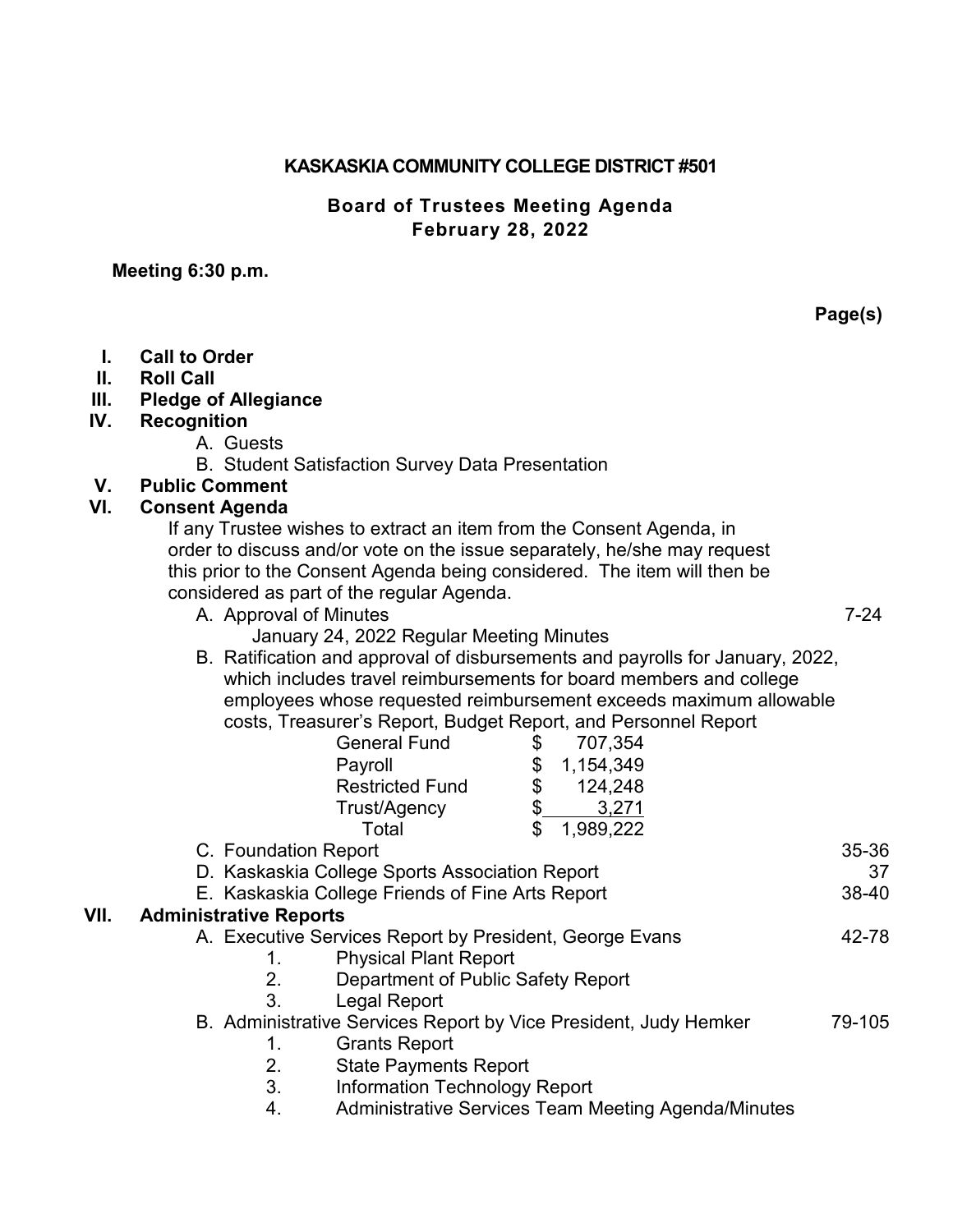# KASKASKIA COMMUNITY COLLEGE DISTRICT #501

## Board of Trustees Meeting Agenda
## February 28, 2022

**Meeting 6:30 p.m.**

**Page(s)**

**I. Call to Order**

**II. Roll Call**

**III. Pledge of Allegiance**

**IV. Recognition**

A. Guests

B. Student Satisfaction Survey Data Presentation

**V. Public Comment**

**VI. Consent Agenda**

If any Trustee wishes to extract an item from the Consent Agenda, in order to discuss and/or vote on the issue separately, he/she may request this prior to the Consent Agenda being considered. The item will then be considered as part of the regular Agenda.

A. Approval of Minutes — 7-24
   January 24, 2022 Regular Meeting Minutes

B. Ratification and approval of disbursements and payrolls for January, 2022, which includes travel reimbursements for board members and college employees whose requested reimbursement exceeds maximum allowable costs, Treasurer's Report, Budget Report, and Personnel Report

| | |
|---|---|
| General Fund | $ 707,354 |
| Payroll | $ 1,154,349 |
| Restricted Fund | $ 124,248 |
| Trust/Agency | $ 3,271 |
| Total | $ 1,989,222 |

C. Foundation Report — 35-36

D. Kaskaskia College Sports Association Report — 37

E. Kaskaskia College Friends of Fine Arts Report — 38-40

**VII. Administrative Reports**

A. Executive Services Report by President, George Evans — 42-78
   1. Physical Plant Report
   2. Department of Public Safety Report
   3. Legal Report

B. Administrative Services Report by Vice President, Judy Hemker — 79-105
   1. Grants Report
   2. State Payments Report
   3. Information Technology Report
   4. Administrative Services Team Meeting Agenda/Minutes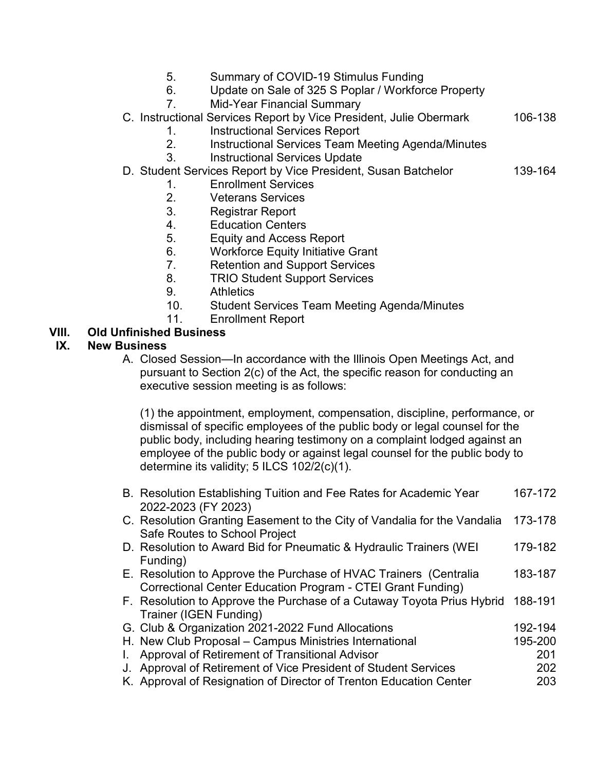5. Summary of COVID-19 Stimulus Funding
6. Update on Sale of 325 S Poplar / Workforce Property
7. Mid-Year Financial Summary

C. Instructional Services Report by Vice President, Julie Obermark — 106-138
1. Instructional Services Report
2. Instructional Services Team Meeting Agenda/Minutes
3. Instructional Services Update

D. Student Services Report by Vice President, Susan Batchelor — 139-164
1. Enrollment Services
2. Veterans Services
3. Registrar Report
4. Education Centers
5. Equity and Access Report
6. Workforce Equity Initiative Grant
7. Retention and Support Services
8. TRIO Student Support Services
9. Athletics
10. Student Services Team Meeting Agenda/Minutes
11. Enrollment Report

**VIII. Old Unfinished Business**

**IX. New Business**

A. Closed Session—In accordance with the Illinois Open Meetings Act, and pursuant to Section 2(c) of the Act, the specific reason for conducting an executive session meeting is as follows:

(1) the appointment, employment, compensation, discipline, performance, or dismissal of specific employees of the public body or legal counsel for the public body, including hearing testimony on a complaint lodged against an employee of the public body or against legal counsel for the public body to determine its validity; 5 ILCS 102/2(c)(1).

B. Resolution Establishing Tuition and Fee Rates for Academic Year 2022-2023 (FY 2023) — 167-172

C. Resolution Granting Easement to the City of Vandalia for the Vandalia Safe Routes to School Project — 173-178

D. Resolution to Award Bid for Pneumatic & Hydraulic Trainers (WEI Funding) — 179-182

E. Resolution to Approve the Purchase of HVAC Trainers (Centralia Correctional Center Education Program - CTEI Grant Funding) — 183-187

F. Resolution to Approve the Purchase of a Cutaway Toyota Prius Hybrid Trainer (IGEN Funding) — 188-191

G. Club & Organization 2021-2022 Fund Allocations — 192-194

H. New Club Proposal – Campus Ministries International — 195-200

I. Approval of Retirement of Transitional Advisor — 201

J. Approval of Retirement of Vice President of Student Services — 202

K. Approval of Resignation of Director of Trenton Education Center — 203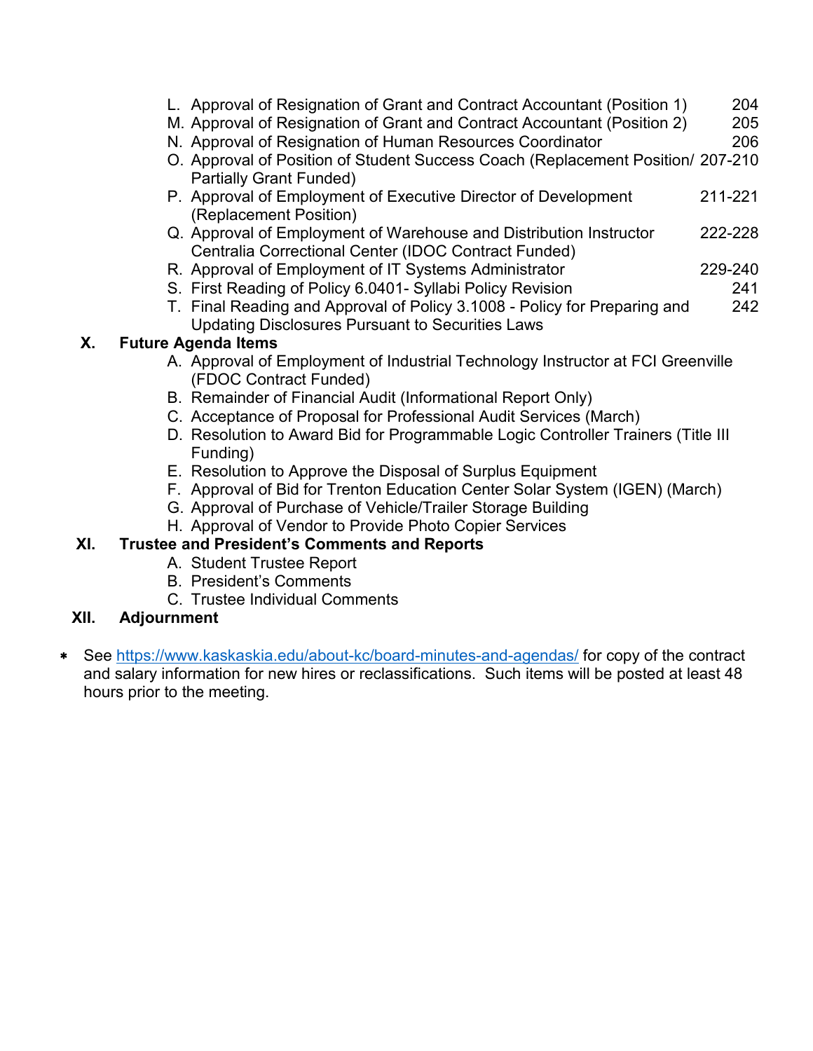L. Approval of Resignation of Grant and Contract Accountant (Position 1) 204

M. Approval of Resignation of Grant and Contract Accountant (Position 2) 205

N. Approval of Resignation of Human Resources Coordinator 206

O. Approval of Position of Student Success Coach (Replacement Position/ Partially Grant Funded) 207-210

P. Approval of Employment of Executive Director of Development (Replacement Position) 211-221

Q. Approval of Employment of Warehouse and Distribution Instructor Centralia Correctional Center (IDOC Contract Funded) 222-228

R. Approval of Employment of IT Systems Administrator 229-240

S. First Reading of Policy 6.0401- Syllabi Policy Revision 241

T. Final Reading and Approval of Policy 3.1008 - Policy for Preparing and Updating Disclosures Pursuant to Securities Laws 242

## X. Future Agenda Items

A. Approval of Employment of Industrial Technology Instructor at FCI Greenville (FDOC Contract Funded)

B. Remainder of Financial Audit (Informational Report Only)

C. Acceptance of Proposal for Professional Audit Services (March)

D. Resolution to Award Bid for Programmable Logic Controller Trainers (Title III Funding)

E. Resolution to Approve the Disposal of Surplus Equipment

F. Approval of Bid for Trenton Education Center Solar System (IGEN) (March)

G. Approval of Purchase of Vehicle/Trailer Storage Building

H. Approval of Vendor to Provide Photo Copier Services

## XI. Trustee and President's Comments and Reports

A. Student Trustee Report

B. President's Comments

C. Trustee Individual Comments

## XII. Adjournment

* See https://www.kaskaskia.edu/about-kc/board-minutes-and-agendas/ for copy of the contract and salary information for new hires or reclassifications. Such items will be posted at least 48 hours prior to the meeting.